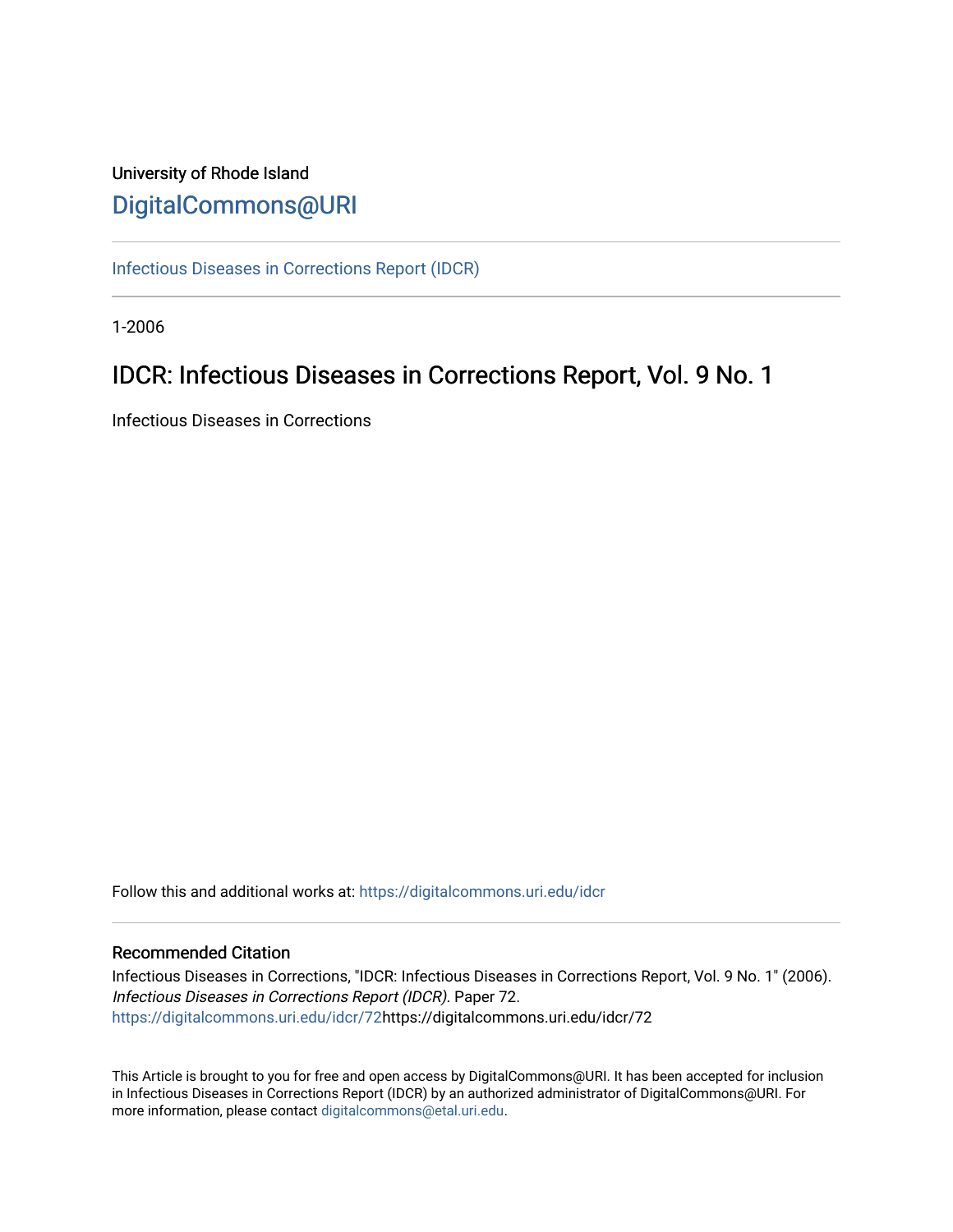University of Rhode Island

# DigitalCommons@URI

Infectious Diseases in Corrections Report (IDCR)

1-2006

## IDCR: Infectious Diseases in Corrections Report, Vol. 9 No. 1

Infectious Diseases in Corrections

Follow this and additional works at: https://digitalcommons.uri.edu/idcr

### Recommended Citation

Infectious Diseases in Corrections, "IDCR: Infectious Diseases in Corrections Report, Vol. 9 No. 1" (2006). *Infectious Diseases in Corrections Report (IDCR)*. Paper 72.
https://digitalcommons.uri.edu/idcr/72https://digitalcommons.uri.edu/idcr/72

This Article is brought to you for free and open access by DigitalCommons@URI. It has been accepted for inclusion in Infectious Diseases in Corrections Report (IDCR) by an authorized administrator of DigitalCommons@URI. For more information, please contact digitalcommons@etal.uri.edu.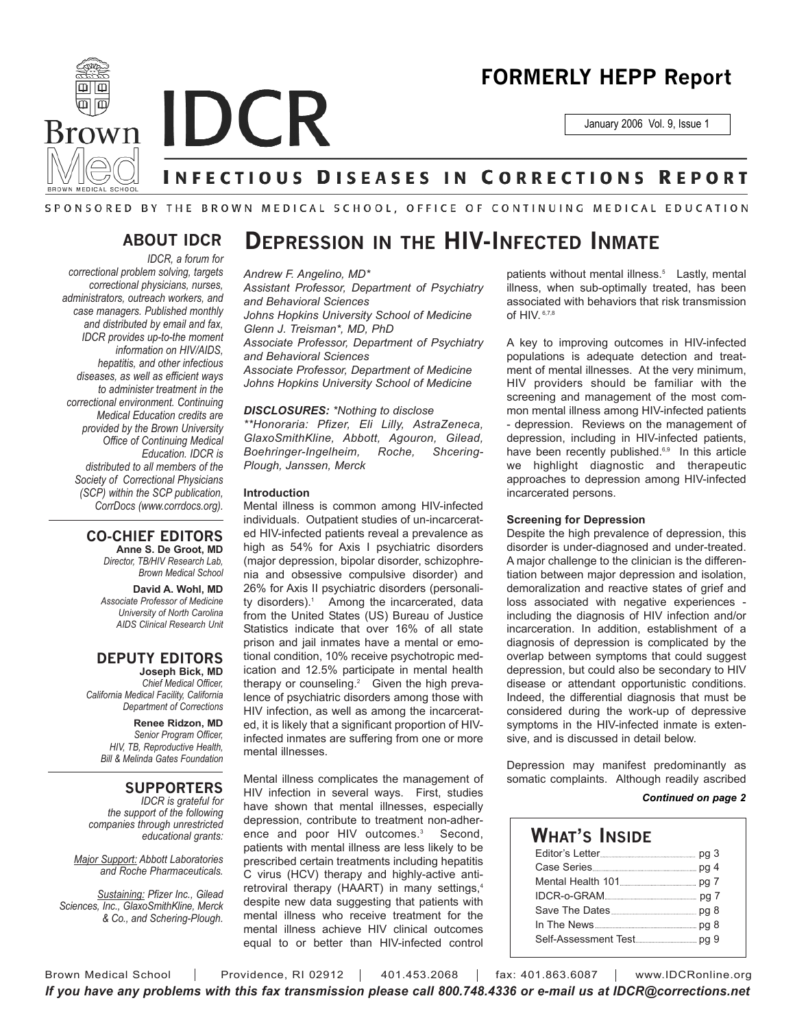# FORMERLY HEPP Report

January 2006 Vol. 9, Issue 1

# IDCR

## INFECTIOUS DISEASES IN CORRECTIONS REPORT

SPONSORED BY THE BROWN MEDICAL SCHOOL, OFFICE OF CONTINUING MEDICAL EDUCATION

### ABOUT IDCR

*IDCR, a forum for correctional problem solving, targets correctional physicians, nurses, administrators, outreach workers, and case managers. Published monthly and distributed by email and fax, IDCR provides up-to-the moment information on HIV/AIDS, hepatitis, and other infectious diseases, as well as efficient ways to administer treatment in the correctional environment. Continuing Medical Education credits are provided by the Brown University Office of Continuing Medical Education. IDCR is distributed to all members of the Society of Correctional Physicians (SCP) within the SCP publication, CorrDocs (www.corrdocs.org).*

### CO-CHIEF EDITORS

**Anne S. De Groot, MD**
*Director, TB/HIV Research Lab, Brown Medical School*

**David A. Wohl, MD**
*Associate Professor of Medicine University of North Carolina AIDS Clinical Research Unit*

### DEPUTY EDITORS

**Joseph Bick, MD**
*Chief Medical Officer, California Medical Facility, California Department of Corrections*

**Renee Ridzon, MD**
*Senior Program Officer, HIV, TB, Reproductive Health, Bill & Melinda Gates Foundation*

### SUPPORTERS

*IDCR is grateful for the support of the following companies through unrestricted educational grants:*

*Major Support: Abbott Laboratories and Roche Pharmaceuticals.*

*Sustaining: Pfizer Inc., Gilead Sciences, Inc., GlaxoSmithKline, Merck & Co., and Schering-Plough.*

# DEPRESSION IN THE HIV-INFECTED INMATE

*Andrew F. Angelino, MD\**
*Assistant Professor, Department of Psychiatry and Behavioral Sciences*
*Johns Hopkins University School of Medicine*
*Glenn J. Treisman\*, MD, PhD*
*Associate Professor, Department of Psychiatry and Behavioral Sciences*
*Associate Professor, Department of Medicine*
*Johns Hopkins University School of Medicine*

***DISCLOSURES:*** *\*Nothing to disclose*
*\*\*Honoraria: Pfizer, Eli Lilly, AstraZeneca, GlaxoSmithKline, Abbott, Agouron, Gilead, Boehringer-Ingelheim, Roche, Shcering-Plough, Janssen, Merck*

**Introduction**

Mental illness is common among HIV-infected individuals. Outpatient studies of un-incarcerated HIV-infected patients reveal a prevalence as high as 54% for Axis I psychiatric disorders (major depression, bipolar disorder, schizophrenia and obsessive compulsive disorder) and 26% for Axis II psychiatric disorders (personality disorders).[1] Among the incarcerated, data from the United States (US) Bureau of Justice Statistics indicate that over 16% of all state prison and jail inmates have a mental or emotional condition, 10% receive psychotropic medication and 12.5% participate in mental health therapy or counseling.[2] Given the high prevalence of psychiatric disorders among those with HIV infection, as well as among the incarcerated, it is likely that a significant proportion of HIV-infected inmates are suffering from one or more mental illnesses.

Mental illness complicates the management of HIV infection in several ways. First, studies have shown that mental illnesses, especially depression, contribute to treatment non-adherence and poor HIV outcomes.[3] Second, patients with mental illness are less likely to be prescribed certain treatments including hepatitis C virus (HCV) therapy and highly-active antiretroviral therapy (HAART) in many settings,[4] despite new data suggesting that patients with mental illness who receive treatment for the mental illness achieve HIV clinical outcomes equal to or better than HIV-infected control patients without mental illness.[5] Lastly, mental illness, when sub-optimally treated, has been associated with behaviors that risk transmission of HIV.[6,7,8]

A key to improving outcomes in HIV-infected populations is adequate detection and treatment of mental illnesses. At the very minimum, HIV providers should be familiar with the screening and management of the most common mental illness among HIV-infected patients - depression. Reviews on the management of depression, including in HIV-infected patients, have been recently published.[6,9] In this article we highlight diagnostic and therapeutic approaches to depression among HIV-infected incarcerated persons.

**Screening for Depression**

Despite the high prevalence of depression, this disorder is under-diagnosed and under-treated. A major challenge to the clinician is the differentiation between major depression and isolation, demoralization and reactive states of grief and loss associated with negative experiences - including the diagnosis of HIV infection and/or incarceration. In addition, establishment of a diagnosis of depression is complicated by the overlap between symptoms that could suggest depression, but could also be secondary to HIV disease or attendant opportunistic conditions. Indeed, the differential diagnosis that must be considered during the work-up of depressive symptoms in the HIV-infected inmate is extensive, and is discussed in detail below.

Depression may manifest predominantly as somatic complaints. Although readily ascribed

***Continued on page 2***

## WHAT'S INSIDE

| | |
|---|---|
| Editor's Letter | pg 3 |
| Case Series | pg 4 |
| Mental Health 101 | pg 7 |
| IDCR-o-GRAM | pg 7 |
| Save The Dates | pg 8 |
| In The News | pg 8 |
| Self-Assessment Test | pg 9 |

Brown Medical School | Providence, RI 02912 | 401.453.2068 | fax: 401.863.6087 | www.IDCRonline.org

***If you have any problems with this fax transmission please call 800.748.4336 or e-mail us at IDCR@corrections.net***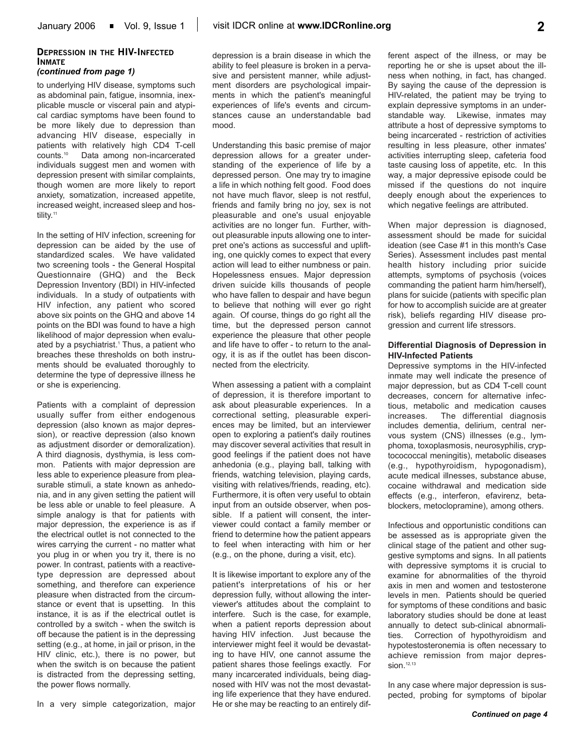## Depression in the HIV-Infected Inmate
*(continued from page 1)*

to underlying HIV disease, symptoms such as abdominal pain, fatigue, insomnia, inexplicable muscle or visceral pain and atypical cardiac symptoms have been found to be more likely due to depression than advancing HIV disease, especially in patients with relatively high CD4 T-cell counts.[10] Data among non-incarcerated individuals suggest men and women with depression present with similar complaints, though women are more likely to report anxiety, somatization, increased appetite, increased weight, increased sleep and hostility.[11]

In the setting of HIV infection, screening for depression can be aided by the use of standardized scales. We have validated two screening tools - the General Hospital Questionnaire (GHQ) and the Beck Depression Inventory (BDI) in HIV-infected individuals. In a study of outpatients with HIV infection, any patient who scored above six points on the GHQ and above 14 points on the BDI was found to have a high likelihood of major depression when evaluated by a psychiatrist.[1] Thus, a patient who breaches these thresholds on both instruments should be evaluated thoroughly to determine the type of depressive illness he or she is experiencing.

Patients with a complaint of depression usually suffer from either endogenous depression (also known as major depression), or reactive depression (also known as adjustment disorder or demoralization). A third diagnosis, dysthymia, is less common. Patients with major depression are less able to experience pleasure from pleasurable stimuli, a state known as anhedonia, and in any given setting the patient will be less able or unable to feel pleasure. A simple analogy is that for patients with major depression, the experience is as if the electrical outlet is not connected to the wires carrying the current - no matter what you plug in or when you try it, there is no power. In contrast, patients with a reactive-type depression are depressed about something, and therefore can experience pleasure when distracted from the circumstance or event that is upsetting. In this instance, it is as if the electrical outlet is controlled by a switch - when the switch is off because the patient is in the depressing setting (e.g., at home, in jail or prison, in the HIV clinic, etc.), there is no power, but when the switch is on because the patient is distracted from the depressing setting, the power flows normally.

In a very simple categorization, major depression is a brain disease in which the ability to feel pleasure is broken in a pervasive and persistent manner, while adjustment disorders are psychological impairments in which the patient's meaningful experiences of life's events and circumstances cause an understandable bad mood.

Understanding this basic premise of major depression allows for a greater understanding of the experience of life by a depressed person. One may try to imagine a life in which nothing felt good. Food does not have much flavor, sleep is not restful, friends and family bring no joy, sex is not pleasurable and one's usual enjoyable activities are no longer fun. Further, without pleasurable inputs allowing one to interpret one's actions as successful and uplifting, one quickly comes to expect that every action will lead to either numbness or pain. Hopelessness ensues. Major depression driven suicide kills thousands of people who have fallen to despair and have begun to believe that nothing will ever go right again. Of course, things do go right all the time, but the depressed person cannot experience the pleasure that other people and life have to offer - to return to the analogy, it is as if the outlet has been disconnected from the electricity.

When assessing a patient with a complaint of depression, it is therefore important to ask about pleasurable experiences. In a correctional setting, pleasurable experiences may be limited, but an interviewer open to exploring a patient's daily routines may discover several activities that result in good feelings if the patient does not have anhedonia (e.g., playing ball, talking with friends, watching television, playing cards, visiting with relatives/friends, reading, etc). Furthermore, it is often very useful to obtain input from an outside observer, when possible. If a patient will consent, the interviewer could contact a family member or friend to determine how the patient appears to feel when interacting with him or her (e.g., on the phone, during a visit, etc).

It is likewise important to explore any of the patient's interpretations of his or her depression fully, without allowing the interviewer's attitudes about the complaint to interfere. Such is the case, for example, when a patient reports depression about having HIV infection. Just because the interviewer might feel it would be devastating to have HIV, one cannot assume the patient shares those feelings exactly. For many incarcerated individuals, being diagnosed with HIV was not the most devastating life experience that they have endured. He or she may be reacting to an entirely different aspect of the illness, or may be reporting he or she is upset about the illness when nothing, in fact, has changed. By saying the cause of the depression is HIV-related, the patient may be trying to explain depressive symptoms in an understandable way. Likewise, inmates may attribute a host of depressive symptoms to being incarcerated - restriction of activities resulting in less pleasure, other inmates' activities interrupting sleep, cafeteria food taste causing loss of appetite, etc. In this way, a major depressive episode could be missed if the questions do not inquire deeply enough about the experiences to which negative feelings are attributed.

When major depression is diagnosed, assessment should be made for suicidal ideation (see Case #1 in this month's Case Series). Assessment includes past mental health history including prior suicide attempts, symptoms of psychosis (voices commanding the patient harm him/herself), plans for suicide (patients with specific plan for how to accomplish suicide are at greater risk), beliefs regarding HIV disease progression and current life stressors.

### Differential Diagnosis of Depression in HIV-Infected Patients

Depressive symptoms in the HIV-infected inmate may well indicate the presence of major depression, but as CD4 T-cell count decreases, concern for alternative infectious, metabolic and medication causes increases. The differential diagnosis includes dementia, delirium, central nervous system (CNS) illnesses (e.g., lymphoma, toxoplasmosis, neurosyphilis, cryptotocococcal meningitis), metabolic diseases (e.g., hypothyroidism, hypogonadism), acute medical illnesses, substance abuse, cocaine withdrawal and medication side effects (e.g., interferon, efavirenz, beta-blockers, metoclopramine), among others.

Infectious and opportunistic conditions can be assessed as is appropriate given the clinical stage of the patient and other suggestive symptoms and signs. In all patients with depressive symptoms it is crucial to examine for abnormalities of the thyroid axis in men and women and testosterone levels in men. Patients should be queried for symptoms of these conditions and basic laboratory studies should be done at least annually to detect sub-clinical abnormalities. Correction of hypothyroidism and hypotestosteronemia is often necessary to achieve remission from major depression.[12,13]

In any case where major depression is suspected, probing for symptoms of bipolar

*Continued on page 4*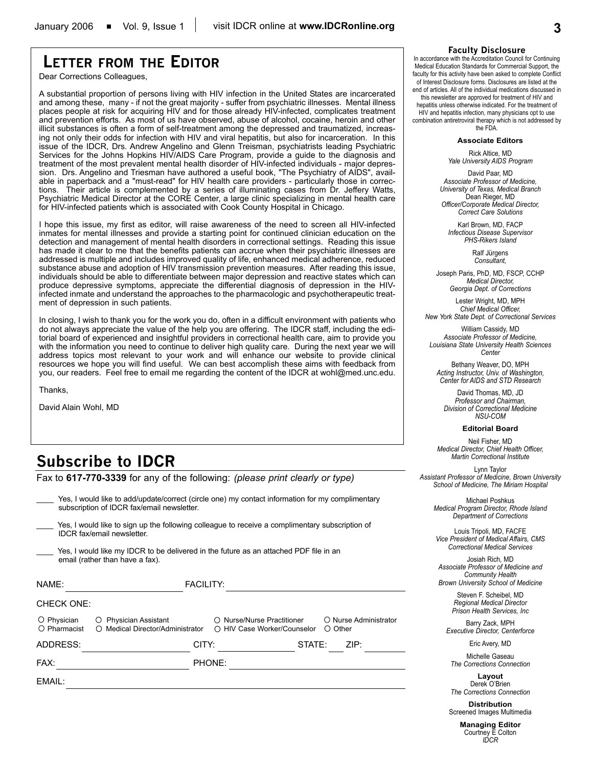# Letter from the Editor

Dear Corrections Colleagues,

A substantial proportion of persons living with HIV infection in the United States are incarcerated and among these, many - if not the great majority - suffer from psychiatric illnesses. Mental illness places people at risk for acquiring HIV and for those already HIV-infected, complicates treatment and prevention efforts. As most of us have observed, abuse of alcohol, cocaine, heroin and other illicit substances is often a form of self-treatment among the depressed and traumatized, increasing not only their odds for infection with HIV and viral hepatitis, but also for incarceration. In this issue of the IDCR, Drs. Andrew Angelino and Glenn Treisman, psychiatrists leading Psychiatric Services for the Johns Hopkins HIV/AIDS Care Program, provide a guide to the diagnosis and treatment of the most prevalent mental health disorder of HIV-infected individuals - major depression. Drs. Angelino and Triesman have authored a useful book, "The Psychiatry of AIDS", available in paperback and a "must-read" for HIV health care providers - particularly those in corrections. Their article is complemented by a series of illuminating cases from Dr. Jeffery Watts, Psychiatric Medical Director at the CORE Center, a large clinic specializing in mental health care for HIV-infected patients which is associated with Cook County Hospital in Chicago.

I hope this issue, my first as editor, will raise awareness of the need to screen all HIV-infected inmates for mental illnesses and provide a starting point for continued clinician education on the detection and management of mental health disorders in correctional settings. Reading this issue has made it clear to me that the benefits patients can accrue when their psychiatric illnesses are addressed is multiple and includes improved quality of life, enhanced medical adherence, reduced substance abuse and adoption of HIV transmission prevention measures. After reading this issue, individuals should be able to differentiate between major depression and reactive states which can produce depressive symptoms, appreciate the differential diagnosis of depression in the HIV-infected inmate and understand the approaches to the pharmacologic and psychotherapeutic treatment of depression in such patients.

In closing, I wish to thank you for the work you do, often in a difficult environment with patients who do not always appreciate the value of the help you are offering. The IDCR staff, including the editorial board of experienced and insightful providers in correctional health care, aim to provide you with the information you need to continue to deliver high quality care. During the next year we will address topics most relevant to your work and will enhance our website to provide clinical resources we hope you will find useful. We can best accomplish these aims with feedback from you, our readers. Feel free to email me regarding the content of the IDCR at wohl@med.unc.edu.

Thanks,

David Alain Wohl, MD

# Subscribe to IDCR

Fax to **617-770-3339** for any of the following: *(please print clearly or type)*

____ Yes, I would like to add/update/correct (circle one) my contact information for my complimentary subscription of IDCR fax/email newsletter.

____ Yes, I would like to sign up the following colleague to receive a complimentary subscription of IDCR fax/email newsletter.

____ Yes, I would like my IDCR to be delivered in the future as an attached PDF file in an email (rather than have a fax).

NAME: ______________________ FACILITY: ______________________

CHECK ONE:

○ Physician ○ Physician Assistant ○ Nurse/Nurse Practitioner ○ Nurse Administrator
○ Pharmacist ○ Medical Director/Administrator ○ HIV Case Worker/Counselor ○ Other

ADDRESS: ______________________ CITY: ______________ STATE: ____ ZIP: ________

FAX: ______________________ PHONE: ______________________

EMAIL: ______________________

### Faculty Disclosure

In accordance with the Accreditation Council for Continuing Medical Education Standards for Commercial Support, the faculty for this activity have been asked to complete Conflict of Interest Disclosure forms. Disclosures are listed at the end of articles. All of the individual medications discussed in this newsletter are approved for treatment of HIV and hepatitis unless otherwise indicated. For the treatment of HIV and hepatitis infection, many physicians opt to use combination antiretroviral therapy which is not addressed by the FDA.

**Associate Editors**

Rick Altice, MD
*Yale University AIDS Program*

David Paar, MD
*Associate Professor of Medicine, University of Texas, Medical Branch*

Dean Rieger, MD
*Officer/Corporate Medical Director, Correct Care Solutions*

Karl Brown, MD, FACP
*Infectious Disease Supervisor PHS-Rikers Island*

Ralf Jürgens
*Consultant,*

Joseph Paris, PhD, MD, FSCP, CCHP
*Medical Director, Georgia Dept. of Corrections*

Lester Wright, MD, MPH
*Chief Medical Officer, New York State Dept. of Correctional Services*

William Cassidy, MD
*Associate Professor of Medicine, Louisiana State University Health Sciences Center*

Bethany Weaver, DO, MPH
*Acting Instructor, Univ. of Washington, Center for AIDS and STD Research*

David Thomas, MD, JD
*Professor and Chairman, Division of Correctional Medicine NSU-COM*

**Editorial Board**

Neil Fisher, MD
*Medical Director, Chief Health Officer, Martin Correctional Institute*

Lynn Taylor
*Assistant Professor of Medicine, Brown University School of Medicine, The Miriam Hospital*

Michael Poshkus
*Medical Program Director, Rhode Island Department of Corrections*

Louis Tripoli, MD, FACFE
*Vice President of Medical Affairs, CMS Correctional Medical Services*

Josiah Rich, MD
*Associate Professor of Medicine and Community Health Brown University School of Medicine*

Steven F. Scheibel, MD
*Regional Medical Director Prison Health Services, Inc*

Barry Zack, MPH
*Executive Director, Centerforce*

Eric Avery, MD

Michelle Gaseau
*The Corrections Connection*

**Layout**
Derek O'Brien
*The Corrections Connection*

**Distribution**
Screened Images Multimedia

**Managing Editor**
Courtney E Colton
*IDCR*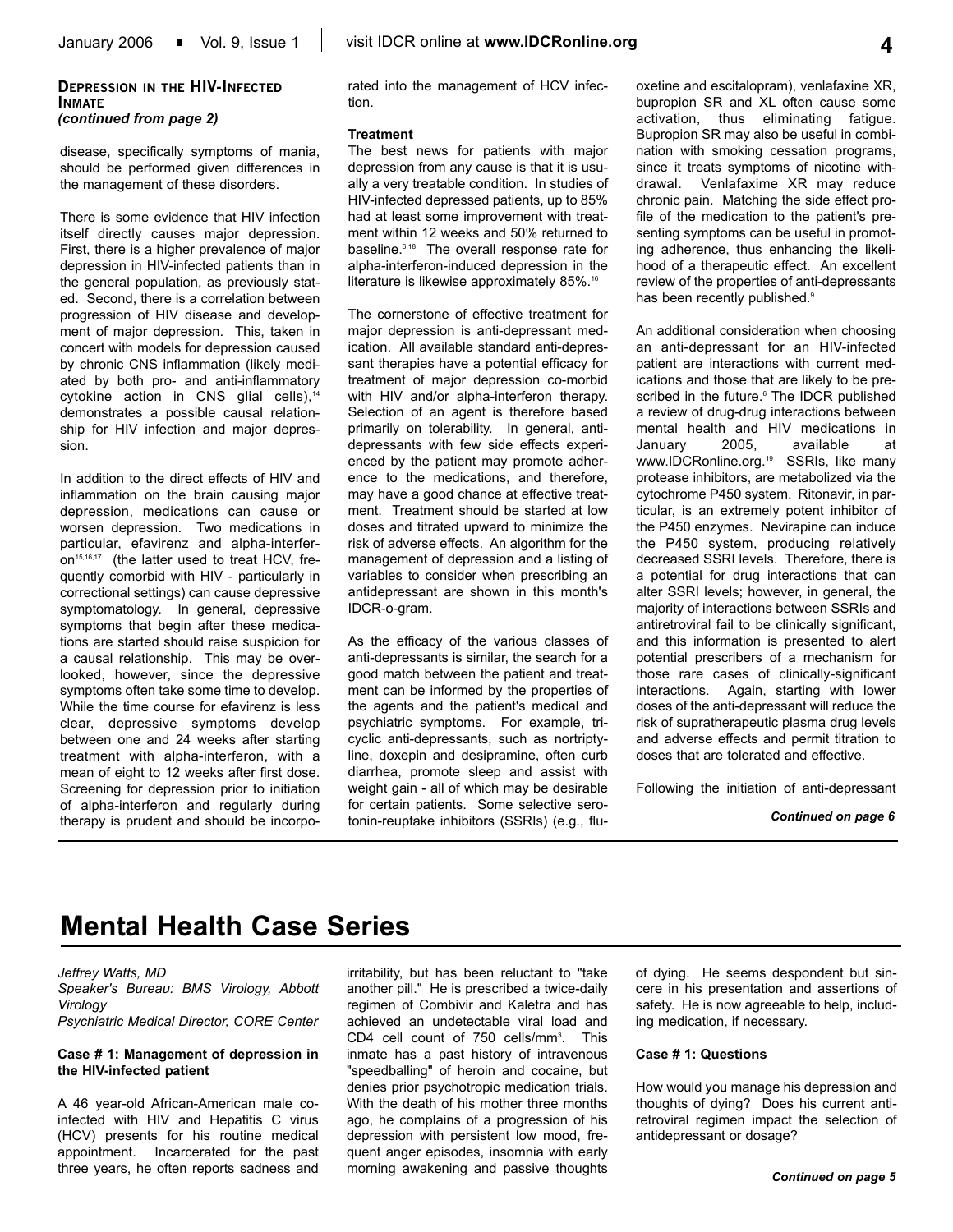### Depression in the HIV-Infected Inmate
*(continued from page 2)*

disease, specifically symptoms of mania, should be performed given differences in the management of these disorders.

There is some evidence that HIV infection itself directly causes major depression. First, there is a higher prevalence of major depression in HIV-infected patients than in the general population, as previously stated. Second, there is a correlation between progression of HIV disease and development of major depression. This, taken in concert with models for depression caused by chronic CNS inflammation (likely mediated by both pro- and anti-inflammatory cytokine action in CNS glial cells),[14] demonstrates a possible causal relationship for HIV infection and major depression.

In addition to the direct effects of HIV and inflammation on the brain causing major depression, medications can cause or worsen depression. Two medications in particular, efavirenz and alpha-interferon[15,16,17] (the latter used to treat HCV, frequently comorbid with HIV - particularly in correctional settings) can cause depressive symptomatology. In general, depressive symptoms that begin after these medications are started should raise suspicion for a causal relationship. This may be overlooked, however, since the depressive symptoms often take some time to develop. While the time course for efavirenz is less clear, depressive symptoms develop between one and 24 weeks after starting treatment with alpha-interferon, with a mean of eight to 12 weeks after first dose. Screening for depression prior to initiation of alpha-interferon and regularly during therapy is prudent and should be incorporated into the management of HCV infection.

#### Treatment

The best news for patients with major depression from any cause is that it is usually a very treatable condition. In studies of HIV-infected depressed patients, up to 85% had at least some improvement with treatment within 12 weeks and 50% returned to baseline.[6,18] The overall response rate for alpha-interferon-induced depression in the literature is likewise approximately 85%.[16]

The cornerstone of effective treatment for major depression is anti-depressant medication. All available standard anti-depressant therapies have a potential efficacy for treatment of major depression co-morbid with HIV and/or alpha-interferon therapy. Selection of an agent is therefore based primarily on tolerability. In general, antidepressants with few side effects experienced by the patient may promote adherence to the medications, and therefore, may have a good chance at effective treatment. Treatment should be started at low doses and titrated upward to minimize the risk of adverse effects. An algorithm for the management of depression and a listing of variables to consider when prescribing an antidepressant are shown in this month's IDCR-o-gram.

As the efficacy of the various classes of anti-depressants is similar, the search for a good match between the patient and treatment can be informed by the properties of the agents and the patient's medical and psychiatric symptoms. For example, tricyclic anti-depressants, such as nortriptyline, doxepin and desipramine, often curb diarrhea, promote sleep and assist with weight gain - all of which may be desirable for certain patients. Some selective serotonin-reuptake inhibitors (SSRIs) (e.g., fluoxetine and escitalopram), venlafaxine XR, bupropion SR and XL often cause some activation, thus eliminating fatigue. Bupropion SR may also be useful in combination with smoking cessation programs, since it treats symptoms of nicotine withdrawal. Venlafaxime XR may reduce chronic pain. Matching the side effect profile of the medication to the patient's presenting symptoms can be useful in promoting adherence, thus enhancing the likelihood of a therapeutic effect. An excellent review of the properties of anti-depressants has been recently published.[9]

An additional consideration when choosing an anti-depressant for an HIV-infected patient are interactions with current medications and those that are likely to be prescribed in the future.[6] The IDCR published a review of drug-drug interactions between mental health and HIV medications in January 2005, available at www.IDCRonline.org.[19] SSRIs, like many protease inhibitors, are metabolized via the cytochrome P450 system. Ritonavir, in particular, is an extremely potent inhibitor of the P450 enzymes. Nevirapine can induce the P450 system, producing relatively decreased SSRI levels. Therefore, there is a potential for drug interactions that can alter SSRI levels; however, in general, the majority of interactions between SSRIs and antiretroviral fail to be clinically significant, and this information is presented to alert potential prescribers of a mechanism for those rare cases of clinically-significant interactions. Again, starting with lower doses of the anti-depressant will reduce the risk of supratherapeutic plasma drug levels and adverse effects and permit titration to doses that are tolerated and effective.

Following the initiation of anti-depressant

*Continued on page 6*

# Mental Health Case Series

*Jeffrey Watts, MD*
*Speaker's Bureau: BMS Virology, Abbott Virology*
*Psychiatric Medical Director, CORE Center*

#### Case # 1: Management of depression in the HIV-infected patient

A 46 year-old African-American male co-infected with HIV and Hepatitis C virus (HCV) presents for his routine medical appointment. Incarcerated for the past three years, he often reports sadness and irritability, but has been reluctant to "take another pill." He is prescribed a twice-daily regimen of Combivir and Kaletra and has achieved an undetectable viral load and CD4 cell count of 750 cells/mm$^3$. This inmate has a past history of intravenous "speedballing" of heroin and cocaine, but denies prior psychotropic medication trials. With the death of his mother three months ago, he complains of a progression of his depression with persistent low mood, frequent anger episodes, insomnia with early morning awakening and passive thoughts of dying. He seems despondent but sincere in his presentation and assertions of safety. He is now agreeable to help, including medication, if necessary.

#### Case # 1: Questions

How would you manage his depression and thoughts of dying? Does his current antiretroviral regimen impact the selection of antidepressant or dosage?

*Continued on page 5*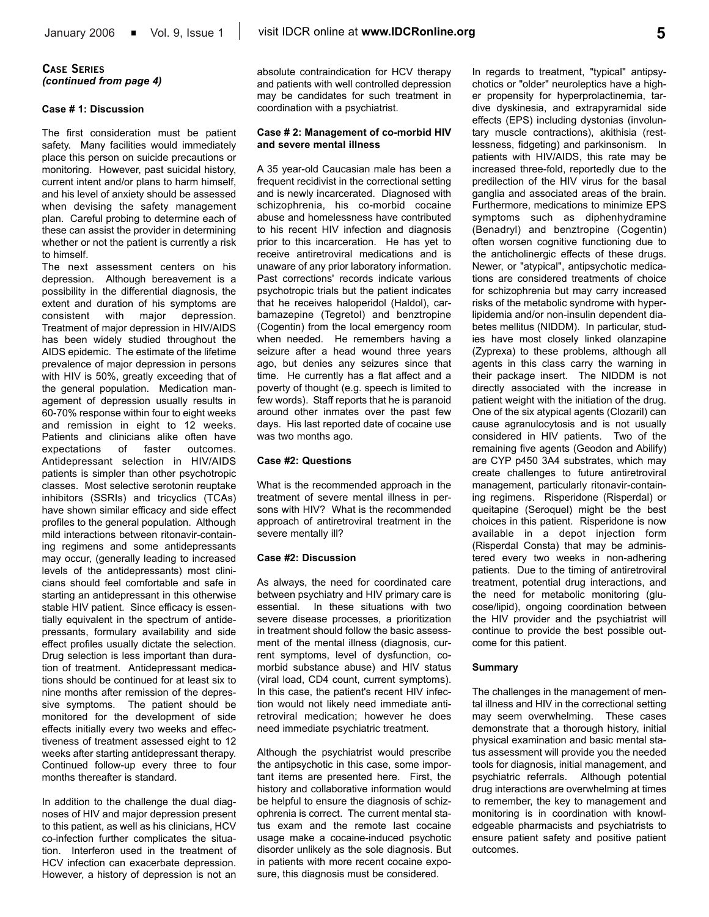## Case Series
*(continued from page 4)*

**Case # 1: Discussion**

The first consideration must be patient safety. Many facilities would immediately place this person on suicide precautions or monitoring. However, past suicidal history, current intent and/or plans to harm himself, and his level of anxiety should be assessed when devising the safety management plan. Careful probing to determine each of these can assist the provider in determining whether or not the patient is currently a risk to himself.

The next assessment centers on his depression. Although bereavement is a possibility in the differential diagnosis, the extent and duration of his symptoms are consistent with major depression. Treatment of major depression in HIV/AIDS has been widely studied throughout the AIDS epidemic. The estimate of the lifetime prevalence of major depression in persons with HIV is 50%, greatly exceeding that of the general population. Medication management of depression usually results in 60-70% response within four to eight weeks and remission in eight to 12 weeks. Patients and clinicians alike often have expectations of faster outcomes. Antidepressant selection in HIV/AIDS patients is simpler than other psychotropic classes. Most selective serotonin reuptake inhibitors (SSRIs) and tricyclics (TCAs) have shown similar efficacy and side effect profiles to the general population. Although mild interactions between ritonavir-containing regimens and some antidepressants may occur, (generally leading to increased levels of the antidepressants) most clinicians should feel comfortable and safe in starting an antidepressant in this otherwise stable HIV patient. Since efficacy is essentially equivalent in the spectrum of antidepressants, formulary availability and side effect profiles usually dictate the selection. Drug selection is less important than duration of treatment. Antidepressant medications should be continued for at least six to nine months after remission of the depressive symptoms. The patient should be monitored for the development of side effects initially every two weeks and effectiveness of treatment assessed eight to 12 weeks after starting antidepressant therapy. Continued follow-up every three to four months thereafter is standard.

In addition to the challenge the dual diagnoses of HIV and major depression present to this patient, as well as his clinicians, HCV co-infection further complicates the situation. Interferon used in the treatment of HCV infection can exacerbate depression. However, a history of depression is not an absolute contraindication for HCV therapy and patients with well controlled depression may be candidates for such treatment in coordination with a psychiatrist.

**Case # 2: Management of co-morbid HIV and severe mental illness**

A 35 year-old Caucasian male has been a frequent recidivist in the correctional setting and is newly incarcerated. Diagnosed with schizophrenia, his co-morbid cocaine abuse and homelessness have contributed to his recent HIV infection and diagnosis prior to this incarceration. He has yet to receive antiretroviral medications and is unaware of any prior laboratory information. Past corrections' records indicate various psychotropic trials but the patient indicates that he receives haloperidol (Haldol), carbamazepine (Tegretol) and benztropine (Cogentin) from the local emergency room when needed. He remembers having a seizure after a head wound three years ago, but denies any seizures since that time. He currently has a flat affect and a poverty of thought (e.g. speech is limited to few words). Staff reports that he is paranoid around other inmates over the past few days. His last reported date of cocaine use was two months ago.

**Case #2: Questions**

What is the recommended approach in the treatment of severe mental illness in persons with HIV? What is the recommended approach of antiretroviral treatment in the severe mentally ill?

**Case #2: Discussion**

As always, the need for coordinated care between psychiatry and HIV primary care is essential. In these situations with two severe disease processes, a prioritization in treatment should follow the basic assessment of the mental illness (diagnosis, current symptoms, level of dysfunction, co-morbid substance abuse) and HIV status (viral load, CD4 count, current symptoms). In this case, the patient's recent HIV infection would not likely need immediate antiretroviral medication; however he does need immediate psychiatric treatment.

Although the psychiatrist would prescribe the antipsychotic in this case, some important items are presented here. First, the history and collaborative information would be helpful to ensure the diagnosis of schizophrenia is correct. The current mental status exam and the remote last cocaine usage make a cocaine-induced psychotic disorder unlikely as the sole diagnosis. But in patients with more recent cocaine exposure, this diagnosis must be considered.

In regards to treatment, "typical" antipsychotics or "older" neuroleptics have a higher propensity for hyperprolactinemia, tardive dyskinesia, and extrapyramidal side effects (EPS) including dystonias (involuntary muscle contractions), akithisia (restlessness, fidgeting) and parkinsonism. In patients with HIV/AIDS, this rate may be increased three-fold, reportedly due to the predilection of the HIV virus for the basal ganglia and associated areas of the brain. Furthermore, medications to minimize EPS symptoms such as diphenhydramine (Benadryl) and benztropine (Cogentin) often worsen cognitive functioning due to the anticholinergic effects of these drugs. Newer, or "atypical", antipsychotic medications are considered treatments of choice for schizophrenia but may carry increased risks of the metabolic syndrome with hyperlipidemia and/or non-insulin dependent diabetes mellitus (NIDDM). In particular, studies have most closely linked olanzapine (Zyprexa) to these problems, although all agents in this class carry the warning in their package insert. The NIDDM is not directly associated with the increase in patient weight with the initiation of the drug. One of the six atypical agents (Clozaril) can cause agranulocytosis and is not usually considered in HIV patients. Two of the remaining five agents (Geodon and Abilify) are CYP p450 3A4 substrates, which may create challenges to future antiretroviral management, particularly ritonavir-containing regimens. Risperidone (Risperdal) or queitapine (Seroquel) might be the best choices in this patient. Risperidone is now available in a depot injection form (Risperdal Consta) that may be administered every two weeks in non-adhering patients. Due to the timing of antiretroviral treatment, potential drug interactions, and the need for metabolic monitoring (glucose/lipid), ongoing coordination between the HIV provider and the psychiatrist will continue to provide the best possible outcome for this patient.

**Summary**

The challenges in the management of mental illness and HIV in the correctional setting may seem overwhelming. These cases demonstrate that a thorough history, initial physical examination and basic mental status assessment will provide you the needed tools for diagnosis, initial management, and psychiatric referrals. Although potential drug interactions are overwhelming at times to remember, the key to management and monitoring is in coordination with knowledgeable pharmacists and psychiatrists to ensure patient safety and positive patient outcomes.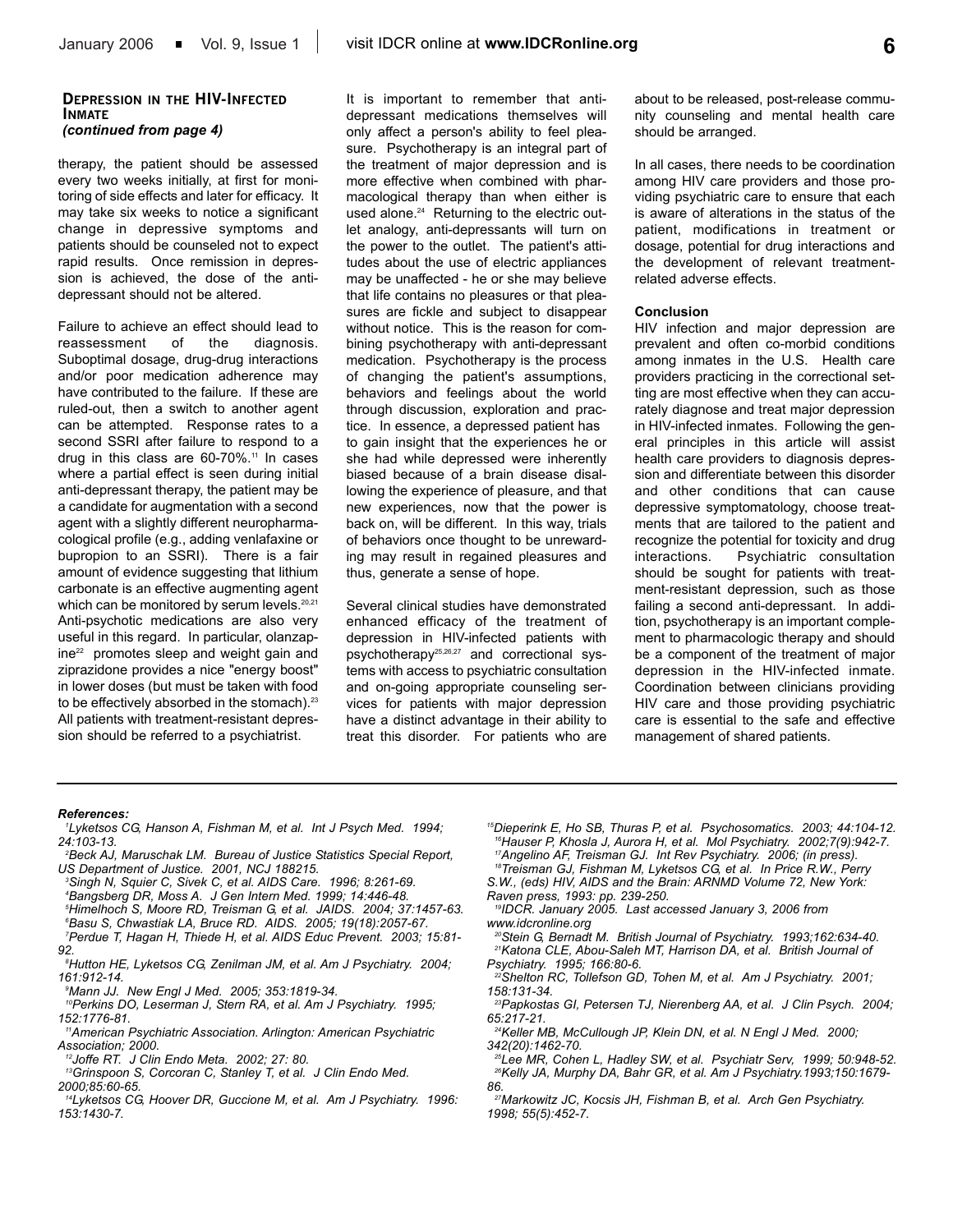## Depression in the HIV-Infected Inmate

*(continued from page 4)*

therapy, the patient should be assessed every two weeks initially, at first for monitoring of side effects and later for efficacy. It may take six weeks to notice a significant change in depressive symptoms and patients should be counseled not to expect rapid results. Once remission in depression is achieved, the dose of the anti-depressant should not be altered.

Failure to achieve an effect should lead to reassessment of the diagnosis. Suboptimal dosage, drug-drug interactions and/or poor medication adherence may have contributed to the failure. If these are ruled-out, then a switch to another agent can be attempted. Response rates to a second SSRI after failure to respond to a drug in this class are 60-70%.[11] In cases where a partial effect is seen during initial anti-depressant therapy, the patient may be a candidate for augmentation with a second agent with a slightly different neuropharmacological profile (e.g., adding venlafaxine or bupropion to an SSRI). There is a fair amount of evidence suggesting that lithium carbonate is an effective augmenting agent which can be monitored by serum levels.[20,21] Anti-psychotic medications are also very useful in this regard. In particular, olanzapine[22] promotes sleep and weight gain and ziprazidone provides a nice "energy boost" in lower doses (but must be taken with food to be effectively absorbed in the stomach).[23] All patients with treatment-resistant depression should be referred to a psychiatrist.

It is important to remember that anti-depressant medications themselves will only affect a person's ability to feel pleasure. Psychotherapy is an integral part of the treatment of major depression and is more effective when combined with pharmacological therapy than when either is used alone.[24] Returning to the electric outlet analogy, anti-depressants will turn on the power to the outlet. The patient's attitudes about the use of electric appliances may be unaffected - he or she may believe that life contains no pleasures or that pleasures are fickle and subject to disappear without notice. This is the reason for combining psychotherapy with anti-depressant medication. Psychotherapy is the process of changing the patient's assumptions, behaviors and feelings about the world through discussion, exploration and practice. In essence, a depressed patient has to gain insight that the experiences he or she had while depressed were inherently biased because of a brain disease disallowing the experience of pleasure, and that new experiences, now that the power is back on, will be different. In this way, trials of behaviors once thought to be unrewarding may result in regained pleasures and thus, generate a sense of hope.

Several clinical studies have demonstrated enhanced efficacy of the treatment of depression in HIV-infected patients with psychotherapy[25,26,27] and correctional systems with access to psychiatric consultation and on-going appropriate counseling services for patients with major depression have a distinct advantage in their ability to treat this disorder. For patients who are about to be released, post-release community counseling and mental health care should be arranged.

In all cases, there needs to be coordination among HIV care providers and those providing psychiatric care to ensure that each is aware of alterations in the status of the patient, modifications in treatment or dosage, potential for drug interactions and the development of relevant treatment-related adverse effects.

### Conclusion

HIV infection and major depression are prevalent and often co-morbid conditions among inmates in the U.S. Health care providers practicing in the correctional setting are most effective when they can accurately diagnose and treat major depression in HIV-infected inmates. Following the general principles in this article will assist health care providers to diagnosis depression and differentiate between this disorder and other conditions that can cause depressive symptomatology, choose treatments that are tailored to the patient and recognize the potential for toxicity and drug interactions. Psychiatric consultation should be sought for patients with treatment-resistant depression, such as those failing a second anti-depressant. In addition, psychotherapy is an important complement to pharmacologic therapy and should be a component of the treatment of major depression in the HIV-infected inmate. Coordination between clinicians providing HIV care and those providing psychiatric care is essential to the safe and effective management of shared patients.

---

***References:***

*[1]Lyketsos CG, Hanson A, Fishman M, et al. Int J Psych Med. 1994; 24:103-13.*

*[2]Beck AJ, Maruschak LM. Bureau of Justice Statistics Special Report, US Department of Justice. 2001, NCJ 188215.*

*[3]Singh N, Squier C, Sivek C, et al. AIDS Care. 1996; 8:261-69.*

*[4]Bangsberg DR, Moss A. J Gen Intern Med. 1999; 14:446-48.*

*[5]Himelhoch S, Moore RD, Treisman G, et al. JAIDS. 2004; 37:1457-63.*

*[6]Basu S, Chwastiak LA, Bruce RD. AIDS. 2005; 19(18):2057-67.*

*[7]Perdue T, Hagan H, Thiede H, et al. AIDS Educ Prevent. 2003; 15:81-92.*

*[8]Hutton HE, Lyketsos CG, Zenilman JM, et al. Am J Psychiatry. 2004; 161:912-14.*

*[9]Mann JJ. New Engl J Med. 2005; 353:1819-34.*

*[10]Perkins DO, Leserman J, Stern RA, et al. Am J Psychiatry. 1995; 152:1776-81.*

*[11]American Psychiatric Association. Arlington: American Psychiatric Association; 2000.*

*[12]Joffe RT. J Clin Endo Meta. 2002; 27: 80.*

*[13]Grinspoon S, Corcoran C, Stanley T, et al. J Clin Endo Med. 2000;85:60-65.*

*[14]Lyketsos CG, Hoover DR, Guccione M, et al. Am J Psychiatry. 1996: 153:1430-7.*

*[15]Dieperink E, Ho SB, Thuras P, et al. Psychosomatics. 2003; 44:104-12.*

*[16]Hauser P, Khosla J, Aurora H, et al. Mol Psychiatry. 2002;7(9):942-7.*

*[17]Angelino AF, Treisman GJ. Int Rev Psychiatry. 2006; (in press).*

*[18]Treisman GJ, Fishman M, Lyketsos CG, et al. In Price R.W., Perry S.W., (eds) HIV, AIDS and the Brain: ARNMD Volume 72, New York: Raven press, 1993: pp. 239-250.*

*[19]IDCR. January 2005. Last accessed January 3, 2006 from www.idcronline.org*

*[20]Stein G, Bernadt M. British Journal of Psychiatry. 1993;162:634-40.*

*[21]Katona CLE, Abou-Saleh MT, Harrison DA, et al. British Journal of Psychiatry. 1995; 166:80-6.*

*[22]Shelton RC, Tollefson GD, Tohen M, et al. Am J Psychiatry. 2001; 158:131-34.*

*[23]Papkostas GI, Petersen TJ, Nierenberg AA, et al. J Clin Psych. 2004; 65:217-21.*

*[24]Keller MB, McCullough JP, Klein DN, et al. N Engl J Med. 2000; 342(20):1462-70.*

*[25]Lee MR, Cohen L, Hadley SW, et al. Psychiatr Serv, 1999; 50:948-52.*

*[26]Kelly JA, Murphy DA, Bahr GR, et al. Am J Psychiatry.1993;150:1679-86.*

*[27]Markowitz JC, Kocsis JH, Fishman B, et al. Arch Gen Psychiatry. 1998; 55(5):452-7.*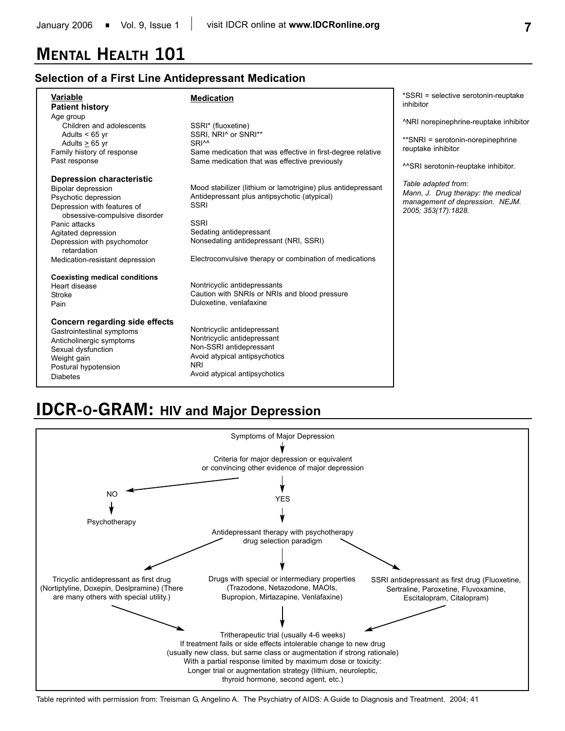# Mental Health 101

## Selection of a First Line Antidepressant Medication

| Variable | Medication |
|---|---|
| **Patient history** | |
| Age group | |
| Children and adolescents | SSRI* (fluoxetine) |
| Adults < 65 yr | SSRI, NRI^ or SNRI** |
| Adults ≥ 65 yr | SRI^^ |
| Family history of response | Same medication that was effective in first-degree relative |
| Past response | Same medication that was effective previously |
| **Depression characteristic** | |
| Bipolar depression | Mood stabilizer (lithium or lamotrigine) plus antidepressant |
| Psychotic depression | Antidepressant plus antipsychotic (atypical) |
| Depression with features of obsessive-compulsive disorder | SSRI |
| Panic attacks | SSRI |
| Agitated depression | Sedating antidepressant |
| Depression with psychomotor retardation | Nonsedating antidepressant (NRI, SSRI) |
| Medication-resistant depression | Electroconvulsive therapy or combination of medications |
| **Coexisting medical conditions** | |
| Heart disease | Nontricyclic antidepressants |
| Stroke | Caution with SNRIs or NRIs and blood pressure |
| Pain | Duloxetine, venlafaxine |
| **Concern regarding side effects** | |
| Gastrointestinal symptoms | Nontricyclic antidepressant |
| Anticholinergic symptoms | Nontricyclic antidepressant |
| Sexual dysfunction | Non-SSRI antidepressant |
| Weight gain | Avoid atypical antipsychotics |
| Postural hypotension | NRI |
| Diabetes | Avoid atypical antipsychotics |

*SSRI = selective serotonin-reuptake inhibitor

^NRI norepinephrine-reuptake inhibitor

**SNRI = serotonin-norepinephrine reuptake inhibitor

^^SRI serotonin-reuptake inhibitor.

*Table adapted from: Mann, J. Drug therapy: the medical management of depression. NEJM. 2005; 353(17):1828.*

# IDCR-o-GRAM: HIV and Major Depression

Symptoms of Major Depression

↓

Criteria for major depression or equivalent or convincing other evidence of major depression

- **NO** → Psychotherapy
- **YES** → Antidepressant therapy with psychotherapy drug selection paradigm
  - Tricyclic antidepressant as first drug (Nortiptyline, Doxepin, Deslpramine) (There are many others with special utility.)
  - Drugs with special or intermediary properties (Trazodone, Netazodone, MAOIs, Bupropion, Mirtazapine, Venlafaxine)
  - SSRI antidepressant as first drug (Fluoxetine, Sertraline, Paroxetine, Fluvoxamine, Escitalopram, Citalopram)

↓

Tritherapeutic trial (usually 4-6 weeks)
If treatment fails or side effects intolerable change to new drug (usually new class, but same class or augmentation if strong rationale)
With a partial response limited by maximum dose or toxicity:
Longer trial or augmentation strategy (lithium, neuroleptic, thyroid hormone, second agent, etc.)

Table reprinted with permission from: Treisman G, Angelino A. The Psychiatry of AIDS: A Guide to Diagnosis and Treatment. 2004; 41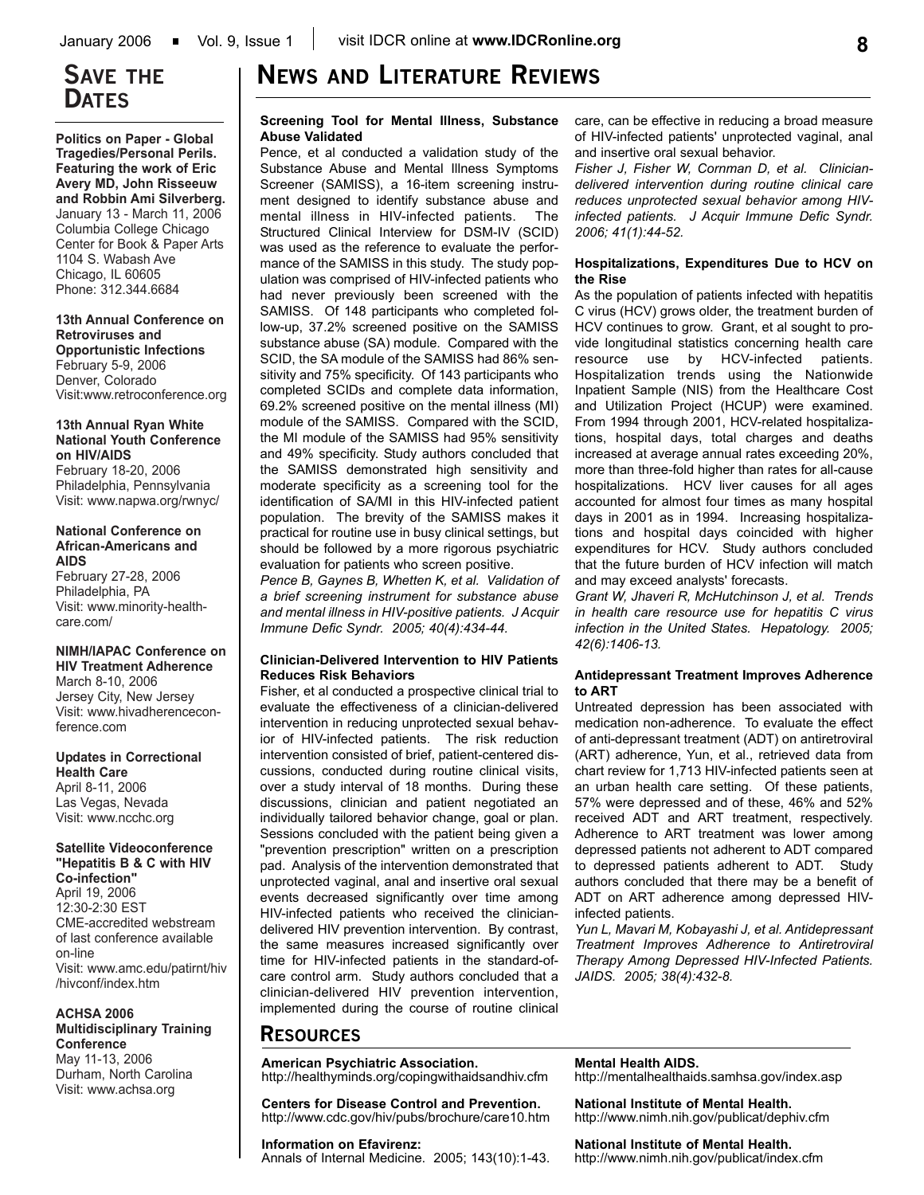## Save the Dates

**Politics on Paper - Global Tragedies/Personal Perils. Featuring the work of Eric Avery MD, John Risseeuw and Robbin Ami Silverberg.**
January 13 - March 11, 2006
Columbia College Chicago
Center for Book & Paper Arts
1104 S. Wabash Ave
Chicago, IL 60605
Phone: 312.344.6684

**13th Annual Conference on Retroviruses and Opportunistic Infections**
February 5-9, 2006
Denver, Colorado
Visit:www.retroconference.org

**13th Annual Ryan White National Youth Conference on HIV/AIDS**
February 18-20, 2006
Philadelphia, Pennsylvania
Visit: www.napwa.org/rwnyc/

**National Conference on African-Americans and AIDS**
February 27-28, 2006
Philadelphia, PA
Visit: www.minority-healthcare.com/

**NIMH/IAPAC Conference on HIV Treatment Adherence**
March 8-10, 2006
Jersey City, New Jersey
Visit: www.hivadherenceconference.com

**Updates in Correctional Health Care**
April 8-11, 2006
Las Vegas, Nevada
Visit: www.ncchc.org

**Satellite Videoconference "Hepatitis B & C with HIV Co-infection"**
April 19, 2006
12:30-2:30 EST
CME-accredited webstream of last conference available on-line
Visit: www.amc.edu/patirnt/hiv/hivconf/index.htm

**ACHSA 2006 Multidisciplinary Training Conference**
May 11-13, 2006
Durham, North Carolina
Visit: www.achsa.org

## News and Literature Reviews

**Screening Tool for Mental Illness, Substance Abuse Validated**

Pence, et al conducted a validation study of the Substance Abuse and Mental Illness Symptoms Screener (SAMISS), a 16-item screening instrument designed to identify substance abuse and mental illness in HIV-infected patients. The Structured Clinical Interview for DSM-IV (SCID) was used as the reference to evaluate the performance of the SAMISS in this study. The study population was comprised of HIV-infected patients who had never previously been screened with the SAMISS. Of 148 participants who completed follow-up, 37.2% screened positive on the SAMISS substance abuse (SA) module. Compared with the SCID, the SA module of the SAMISS had 86% sensitivity and 75% specificity. Of 143 participants who completed SCIDs and complete data information, 69.2% screened positive on the mental illness (MI) module of the SAMISS. Compared with the SCID, the MI module of the SAMISS had 95% sensitivity and 49% specificity. Study authors concluded that the SAMISS demonstrated high sensitivity and moderate specificity as a screening tool for the identification of SA/MI in this HIV-infected patient population. The brevity of the SAMISS makes it practical for routine use in busy clinical settings, but should be followed by a more rigorous psychiatric evaluation for patients who screen positive.

*Pence B, Gaynes B, Whetten K, et al. Validation of a brief screening instrument for substance abuse and mental illness in HIV-positive patients. J Acquir Immune Defic Syndr. 2005; 40(4):434-44.*

**Clinician-Delivered Intervention to HIV Patients Reduces Risk Behaviors**

Fisher, et al conducted a prospective clinical trial to evaluate the effectiveness of a clinician-delivered intervention in reducing unprotected sexual behavior of HIV-infected patients. The risk reduction intervention consisted of brief, patient-centered discussions, conducted during routine clinical visits, over a study interval of 18 months. During these discussions, clinician and patient negotiated an individually tailored behavior change, goal or plan. Sessions concluded with the patient being given a "prevention prescription" written on a prescription pad. Analysis of the intervention demonstrated that unprotected vaginal, anal and insertive oral sexual events decreased significantly over time among HIV-infected patients who received the clinician-delivered HIV prevention intervention. By contrast, the same measures increased significantly over time for HIV-infected patients in the standard-of-care control arm. Study authors concluded that a clinician-delivered HIV prevention intervention, implemented during the course of routine clinical care, can be effective in reducing a broad measure of HIV-infected patients' unprotected vaginal, anal and insertive oral sexual behavior.

*Fisher J, Fisher W, Cornman D, et al. Clinician-delivered intervention during routine clinical care reduces unprotected sexual behavior among HIV-infected patients. J Acquir Immune Defic Syndr. 2006; 41(1):44-52.*

**Hospitalizations, Expenditures Due to HCV on the Rise**

As the population of patients infected with hepatitis C virus (HCV) grows older, the treatment burden of HCV continues to grow. Grant, et al sought to provide longitudinal statistics concerning health care resource use by HCV-infected patients. Hospitalization trends using the Nationwide Inpatient Sample (NIS) from the Healthcare Cost and Utilization Project (HCUP) were examined. From 1994 through 2001, HCV-related hospitalizations, hospital days, total charges and deaths increased at average annual rates exceeding 20%, more than three-fold higher than rates for all-cause hospitalizations. HCV liver causes for all ages accounted for almost four times as many hospital days in 2001 as in 1994. Increasing hospitalizations and hospital days coincided with higher expenditures for HCV. Study authors concluded that the future burden of HCV infection will match and may exceed analysts' forecasts.

*Grant W, Jhaveri R, McHutchinson J, et al. Trends in health care resource use for hepatitis C virus infection in the United States. Hepatology. 2005; 42(6):1406-13.*

**Antidepressant Treatment Improves Adherence to ART**

Untreated depression has been associated with medication non-adherence. To evaluate the effect of anti-depressant treatment (ADT) on antiretroviral (ART) adherence, Yun, et al., retrieved data from chart review for 1,713 HIV-infected patients seen at an urban health care setting. Of these patients, 57% were depressed and of these, 46% and 52% received ADT and ART treatment, respectively. Adherence to ART treatment was lower among depressed patients not adherent to ADT compared to depressed patients adherent to ADT. Study authors concluded that there may be a benefit of ADT on ART adherence among depressed HIV-infected patients.

*Yun L, Mavari M, Kobayashi J, et al. Antidepressant Treatment Improves Adherence to Antiretroviral Therapy Among Depressed HIV-Infected Patients. JAIDS. 2005; 38(4):432-8.*

## Resources

**American Psychiatric Association.**
http://healthyminds.org/copingwithaidsandhiv.cfm

**Centers for Disease Control and Prevention.**
http://www.cdc.gov/hiv/pubs/brochure/care10.htm

**Information on Efavirenz:**
Annals of Internal Medicine. 2005; 143(10):1-43.

**Mental Health AIDS.**
http://mentalhealthaids.samhsa.gov/index.asp

**National Institute of Mental Health.**
http://www.nimh.nih.gov/publicat/dephiv.cfm

**National Institute of Mental Health.**
http://www.nimh.nih.gov/publicat/index.cfm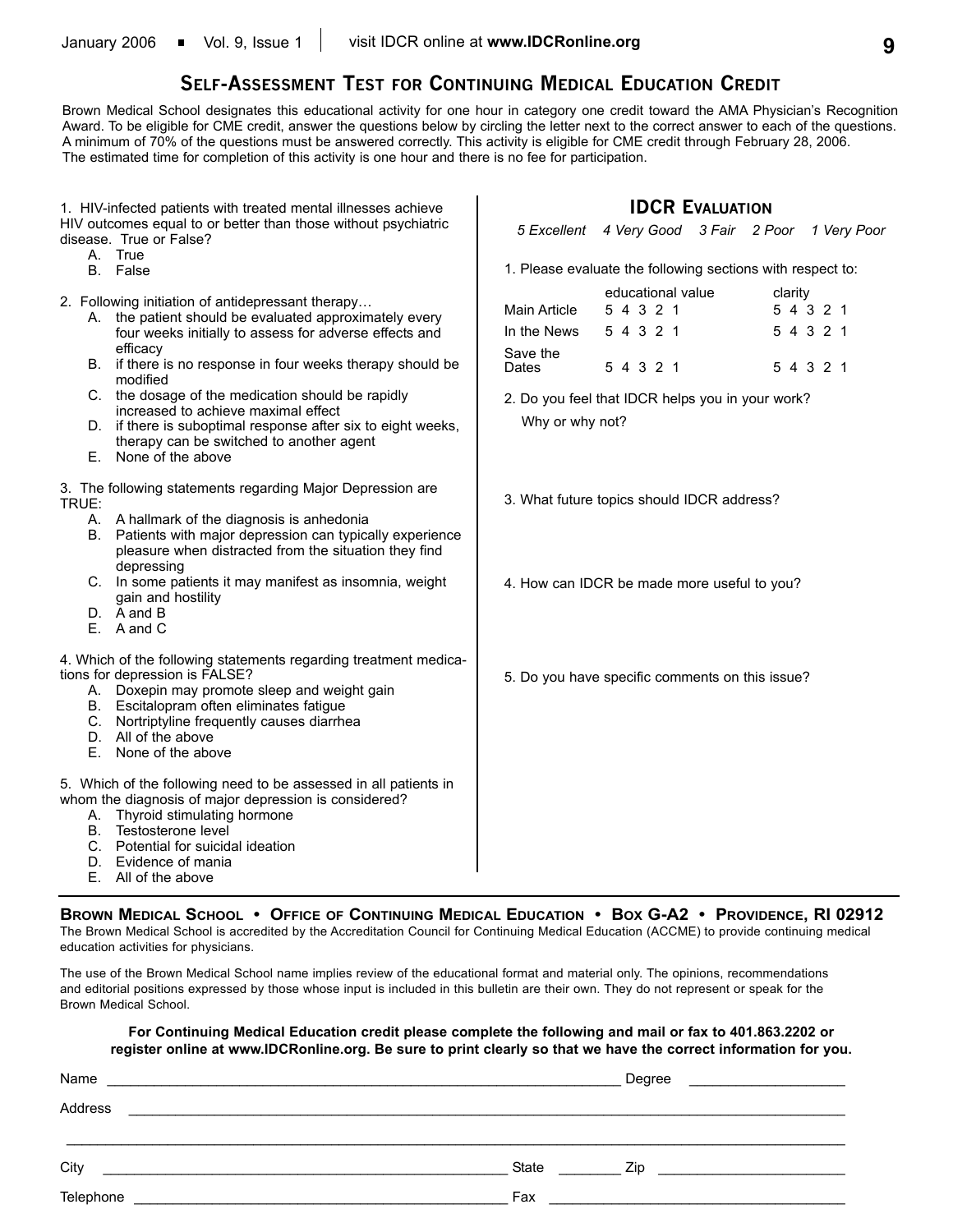# Self-Assessment Test for Continuing Medical Education Credit

Brown Medical School designates this educational activity for one hour in category one credit toward the AMA Physician's Recognition Award. To be eligible for CME credit, answer the questions below by circling the letter next to the correct answer to each of the questions. A minimum of 70% of the questions must be answered correctly. This activity is eligible for CME credit through February 28, 2006. The estimated time for completion of this activity is one hour and there is no fee for participation.

1. HIV-infected patients with treated mental illnesses achieve HIV outcomes equal to or better than those without psychiatric disease. True or False?
   - A. True
   - B. False

2. Following initiation of antidepressant therapy…
   - A. the patient should be evaluated approximately every four weeks initially to assess for adverse effects and efficacy
   - B. if there is no response in four weeks therapy should be modified
   - C. the dosage of the medication should be rapidly increased to achieve maximal effect
   - D. if there is suboptimal response after six to eight weeks, therapy can be switched to another agent
   - E. None of the above

3. The following statements regarding Major Depression are TRUE:
   - A. A hallmark of the diagnosis is anhedonia
   - B. Patients with major depression can typically experience pleasure when distracted from the situation they find depressing
   - C. In some patients it may manifest as insomnia, weight gain and hostility
   - D. A and B
   - E. A and C

4. Which of the following statements regarding treatment medications for depression is FALSE?
   - A. Doxepin may promote sleep and weight gain
   - B. Escitalopram often eliminates fatigue
   - C. Nortriptyline frequently causes diarrhea
   - D. All of the above
   - E. None of the above

5. Which of the following need to be assessed in all patients in whom the diagnosis of major depression is considered?
   - A. Thyroid stimulating hormone
   - B. Testosterone level
   - C. Potential for suicidal ideation
   - D. Evidence of mania
   - E. All of the above

## IDCR Evaluation

*5 Excellent 4 Very Good 3 Fair 2 Poor 1 Very Poor*

1. Please evaluate the following sections with respect to:

| | educational value | clarity |
|---|---|---|
| Main Article | 5 4 3 2 1 | 5 4 3 2 1 |
| In the News | 5 4 3 2 1 | 5 4 3 2 1 |
| Save the Dates | 5 4 3 2 1 | 5 4 3 2 1 |

2. Do you feel that IDCR helps you in your work? Why or why not?

3. What future topics should IDCR address?

4. How can IDCR be made more useful to you?

5. Do you have specific comments on this issue?

**Brown Medical School • Office of Continuing Medical Education • Box G-A2 • Providence, RI 02912**

The Brown Medical School is accredited by the Accreditation Council for Continuing Medical Education (ACCME) to provide continuing medical education activities for physicians.

The use of the Brown Medical School name implies review of the educational format and material only. The opinions, recommendations and editorial positions expressed by those whose input is included in this bulletin are their own. They do not represent or speak for the Brown Medical School.

**For Continuing Medical Education credit please complete the following and mail or fax to 401.863.2202 or register online at www.IDCRonline.org. Be sure to print clearly so that we have the correct information for you.**

Name ______________________________ Degree ______________

Address ______________________________________________

______________________________________________________

City ____________________ State ________ Zip ____________

Telephone ____________________ Fax ____________________